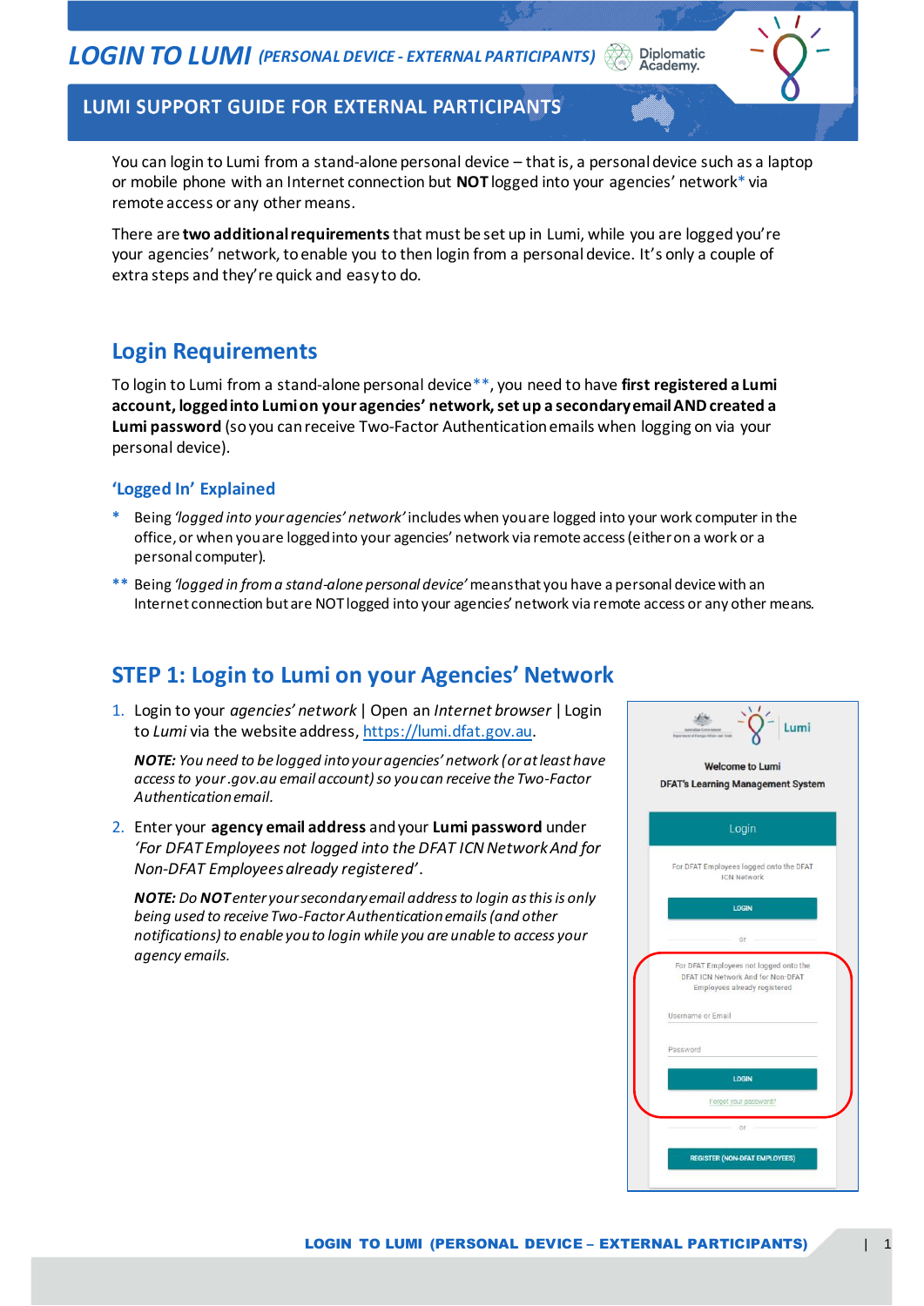# LOGIN TO LUMI *(PERSONAL DEVICE - EXTERNAL PARTICIPANTS)*

## LUMI SUPPORT GUIDE FOR EXTERNAL PARTICIPANTS

You can login to Lumi from a stand-alone personal device – that is, a personal device such as a laptop or mobile phone with an Internet connection but **NOT** logged into your agencies' network* via remote access or any other means.

There are **two additional requirements** that must be set up in Lumi, while you are logged you're your agencies' network, to enable you to then login from a personal device. It's only a couple of extra steps and they're quick and easy to do.

## Login Requirements

To login to Lumi from a stand-alone personal device**, you need to have **first registered a Lumi account, logged into Lumi on your agencies' network, set up a secondary email AND created a Lumi password** (so you can receive Two-Factor Authentication emails when logging on via your personal device).

### 'Logged In' Explained

\* Being *'logged into your agencies' network'* includes when you are logged into your work computer in the office, or when you are logged into your agencies' network via remote access (either on a work or a personal computer).

\*\* Being *'logged in from a stand-alone personal device'* means that you have a personal device with an Internet connection but are NOT logged into your agencies' network via remote access or any other means.

## STEP 1: Login to Lumi on your Agencies' Network

1. Login to your *agencies' network* | Open an *Internet browser* | Login to *Lumi* via the website address, https://lumi.dfat.gov.au.

   ***NOTE:*** *You need to be logged into your agencies' network (or at least have access to your .gov.au email account) so you can receive the Two-Factor Authentication email.*

2. Enter your **agency email address** and your **Lumi password** under *'For DFAT Employees not logged into the DFAT ICN Network And for Non-DFAT Employees already registered'*.

   ***NOTE:*** *Do* ***NOT*** *enter your secondary email address to login as this is only being used to receive Two-Factor Authentication emails (and other notifications) to enable you to login while you are unable to access your agency emails.*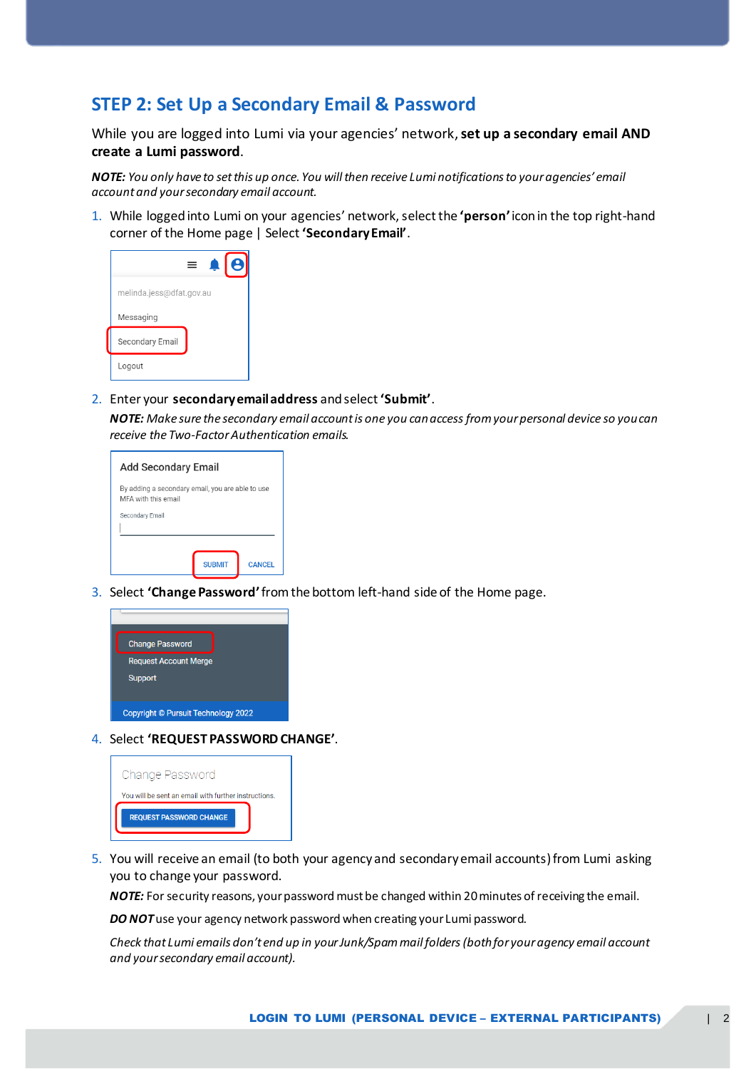## STEP 2: Set Up a Secondary Email & Password

While you are logged into Lumi via your agencies' network, **set up a secondary email AND create a Lumi password**.

***NOTE:*** *You only have to set this up once. You will then receive Lumi notifications to your agencies' email account and your secondary email account.*

1. While logged into Lumi on your agencies' network, select the **'person'** icon in the top right-hand corner of the Home page | Select **'Secondary Email'**.

2. Enter your **secondary email address** and select **'Submit'**.

   ***NOTE:*** *Make sure the secondary email account is one you can access from your personal device so you can receive the Two-Factor Authentication emails.*

3. Select **'Change Password'** from the bottom left-hand side of the Home page.

4. Select **'REQUEST PASSWORD CHANGE'**.

5. You will receive an email (to both your agency and secondary email accounts) from Lumi asking you to change your password.

   ***NOTE:*** For security reasons, your password must be changed within 20 minutes of receiving the email.

   ***DO NOT*** use your agency network password when creating your Lumi password.

   *Check that Lumi emails don't end up in your Junk/Spam mail folders (both for your agency email account and your secondary email account).*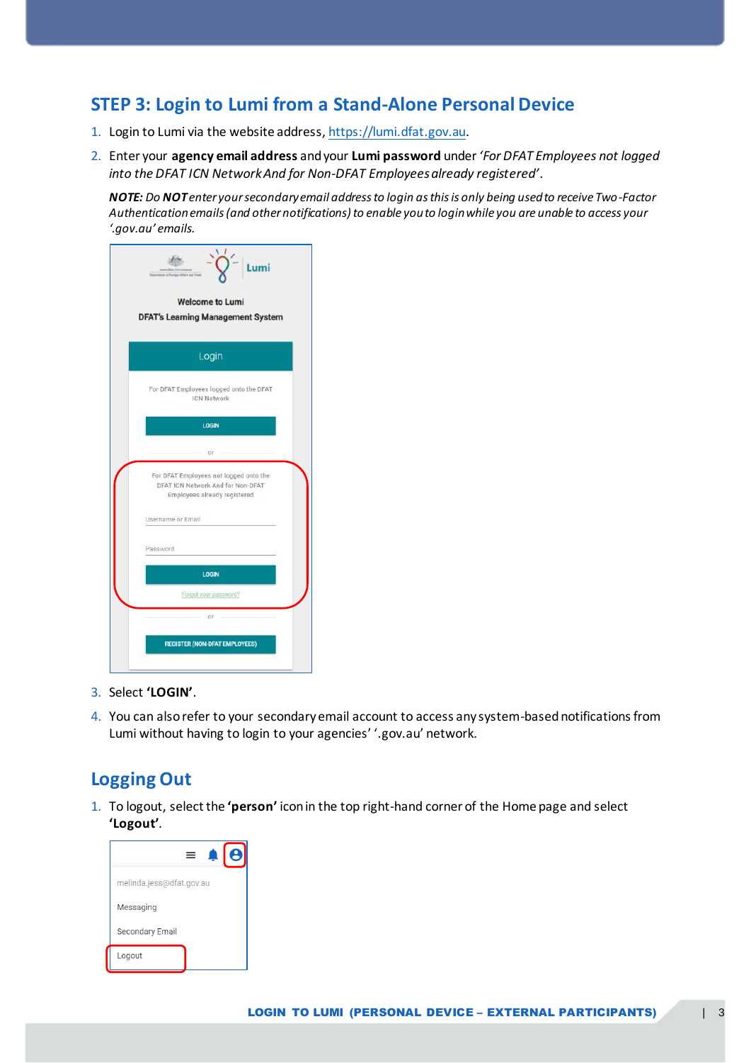## STEP 3: Login to Lumi from a Stand-Alone Personal Device

1. Login to Lumi via the website address, https://lumi.dfat.gov.au.
2. Enter your **agency email address** and your **Lumi password** under *'For DFAT Employees not logged into the DFAT ICN Network And for Non-DFAT Employees already registered'*.

   ***NOTE:*** *Do* ***NOT*** *enter your secondary email address to login as this is only being used to receive Two-Factor Authentication emails (and other notifications) to enable you to login while you are unable to access your '.gov.au' emails.*

3. Select **'LOGIN'**.
4. You can also refer to your secondary email account to access any system-based notifications from Lumi without having to login to your agencies' '.gov.au' network.

## Logging Out

1. To logout, select the **'person'** icon in the top right-hand corner of the Home page and select **'Logout'**.